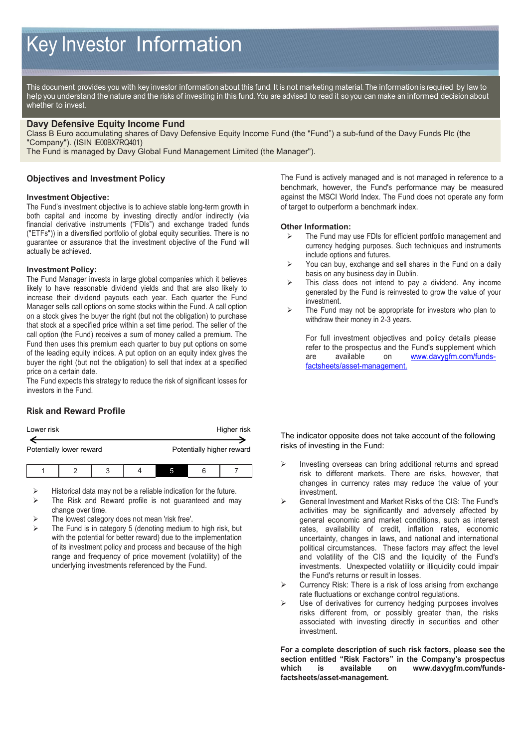# Key Investor Information

This document provides you with key investor information about this fund. It is not marketing material. The information is required by law to help you understand the nature and the risks of investing in this fund. You are advised to read it so you can make an informed decision about whether to invest.

## Davy Defensive Equity Income Fund

Class B Euro accumulating shares of Davy Defensive Equity Income Fund (the "Fund") a sub-fund of the Davy Funds Plc (the "Company"). (ISIN IE00BX7RQ401)

The Fund is managed by Davy Global Fund Management Limited (the Manager").

### Objectives and Investment Policy

**Investment Objective:**

The Fund's investment objective is to achieve stable long-term growth in both capital and income by investing directly and/or indirectly (via financial derivative instruments ("FDIs") and exchange traded funds ("ETFs")) in a diversified portfolio of global equity securities. There is no guarantee or assurance that the investment objective of the Fund will actually be achieved.

**Investment Policy:**

The Fund Manager invests in large global companies which it believes likely to have reasonable dividend yields and that are also likely to increase their dividend payouts each year. Each quarter the Fund Manager sells call options on some stocks within the Fund. A call option on a stock gives the buyer the right (but not the obligation) to purchase that stock at a specified price within a set time period. The seller of the call option (the Fund) receives a sum of money called a premium. The Fund then uses this premium each quarter to buy put options on some of the leading equity indices. A put option on an equity index gives the buyer the right (but not the obligation) to sell that index at a specified price on a certain date.

The Fund expects this strategy to reduce the risk of significant losses for investors in the Fund.

The Fund is actively managed and is not managed in reference to a benchmark, however, the Fund's performance may be measured against the MSCI World Index. The Fund does not operate any form of target to outperform a benchmark index.

**Other Information:**

- The Fund may use FDIs for efficient portfolio management and currency hedging purposes. Such techniques and instruments include options and futures.
- You can buy, exchange and sell shares in the Fund on a daily basis on any business day in Dublin.
- This class does not intend to pay a dividend. Any income generated by the Fund is reinvested to grow the value of your investment.
- The Fund may not be appropriate for investors who plan to withdraw their money in 2-3 years.

  For full investment objectives and policy details please refer to the prospectus and the Fund's supplement which are available on www.davygfm.com/funds-factsheets/asset-management.

### Risk and Reward Profile

Lower risk ← → Higher risk

Potentially lower reward — Potentially higher reward

| 1 | 2 | 3 | 4 | **5** | 6 | 7 |
|---|---|---|---|---|---|---|

- Historical data may not be a reliable indication for the future.
- The Risk and Reward profile is not guaranteed and may change over time.
- The lowest category does not mean 'risk free'.
- The Fund is in category 5 (denoting medium to high risk, but with the potential for better reward) due to the implementation of its investment policy and process and because of the high range and frequency of price movement (volatility) of the underlying investments referenced by the Fund.

The indicator opposite does not take account of the following risks of investing in the Fund:

- Investing overseas can bring additional returns and spread risk to different markets. There are risks, however, that changes in currency rates may reduce the value of your investment.
- General Investment and Market Risks of the CIS: The Fund's activities may be significantly and adversely affected by general economic and market conditions, such as interest rates, availability of credit, inflation rates, economic uncertainty, changes in laws, and national and international political circumstances. These factors may affect the level and volatility of the CIS and the liquidity of the Fund's investments. Unexpected volatility or illiquidity could impair the Fund's returns or result in losses.
- Currency Risk: There is a risk of loss arising from exchange rate fluctuations or exchange control regulations.
- Use of derivatives for currency hedging purposes involves risks different from, or possibly greater than, the risks associated with investing directly in securities and other investment.

**For a complete description of such risk factors, please see the section entitled "Risk Factors" in the Company's prospectus which is available on www.davygfm.com/funds-factsheets/asset-management.**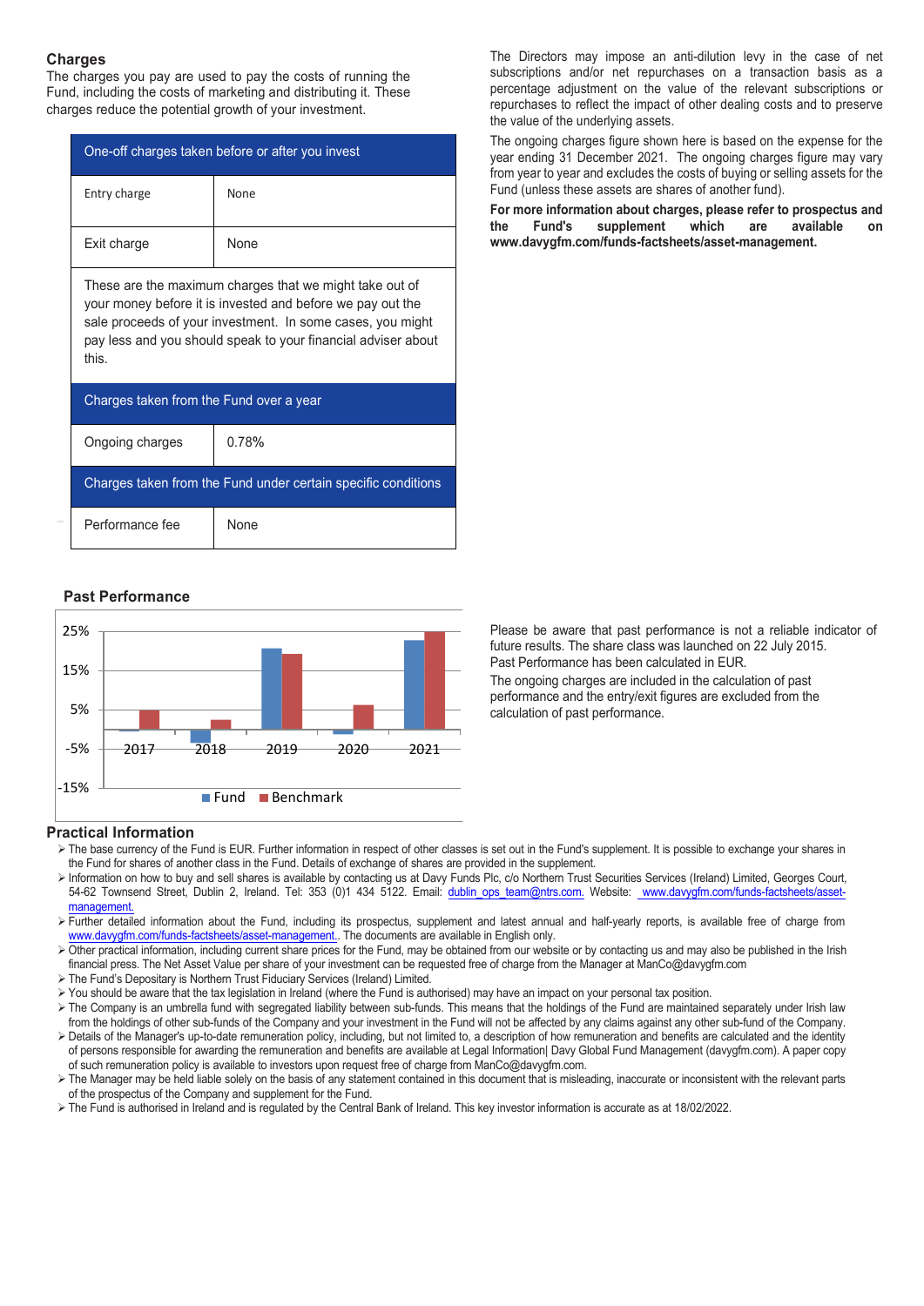## Charges

The charges you pay are used to pay the costs of running the Fund, including the costs of marketing and distributing it. These charges reduce the potential growth of your investment.

| One-off charges taken before or after you invest | |
|---|---|
| Entry charge | None |
| Exit charge | None |
| These are the maximum charges that we might take out of your money before it is invested and before we pay out the sale proceeds of your investment. In some cases, you might pay less and you should speak to your financial adviser about this. | |
| **Charges taken from the Fund over a year** | |
| Ongoing charges | 0.78% |
| **Charges taken from the Fund under certain specific conditions** | |
| Performance fee | None |

The Directors may impose an anti-dilution levy in the case of net subscriptions and/or net repurchases on a transaction basis as a percentage adjustment on the value of the relevant subscriptions or repurchases to reflect the impact of other dealing costs and to preserve the value of the underlying assets.

The ongoing charges figure shown here is based on the expense for the year ending 31 December 2021. The ongoing charges figure may vary from year to year and excludes the costs of buying or selling assets for the Fund (unless these assets are shares of another fund).

**For more information about charges, please refer to prospectus and the Fund's supplement which are available on www.davygfm.com/funds-factsheets/asset-management.**

## Past Performance

25%
15%
5%
-5%
-15%
2017 2018 2019 2020 2021
Fund Benchmark

Please be aware that past performance is not a reliable indicator of future results. The share class was launched on 22 July 2015.
Past Performance has been calculated in EUR.
The ongoing charges are included in the calculation of past performance and the entry/exit figures are excluded from the calculation of past performance.

## Practical Information

- The base currency of the Fund is EUR. Further information in respect of other classes is set out in the Fund's supplement. It is possible to exchange your shares in the Fund for shares of another class in the Fund. Details of exchange of shares are provided in the supplement.
- Information on how to buy and sell shares is available by contacting us at Davy Funds Plc, c/o Northern Trust Securities Services (Ireland) Limited, Georges Court, 54-62 Townsend Street, Dublin 2, Ireland. Tel: 353 (0)1 434 5122. Email: dublin_ops_team@ntrs.com. Website: www.davygfm.com/funds-factsheets/asset-management.
- Further detailed information about the Fund, including its prospectus, supplement and latest annual and half-yearly reports, is available free of charge from www.davygfm.com/funds-factsheets/asset-management.. The documents are available in English only.
- Other practical information, including current share prices for the Fund, may be obtained from our website or by contacting us and may also be published in the Irish financial press. The Net Asset Value per share of your investment can be requested free of charge from the Manager at ManCo@davygfm.com
- The Fund's Depositary is Northern Trust Fiduciary Services (Ireland) Limited.
- You should be aware that the tax legislation in Ireland (where the Fund is authorised) may have an impact on your personal tax position.
- The Company is an umbrella fund with segregated liability between sub-funds. This means that the holdings of the Fund are maintained separately under Irish law from the holdings of other sub-funds of the Company and your investment in the Fund will not be affected by any claims against any other sub-fund of the Company.
- Details of the Manager's up-to-date remuneration policy, including, but not limited to, a description of how remuneration and benefits are calculated and the identity of persons responsible for awarding the remuneration and benefits are available at Legal Information| Davy Global Fund Management (davygfm.com). A paper copy of such remuneration policy is available to investors upon request free of charge from ManCo@davygfm.com.
- The Manager may be held liable solely on the basis of any statement contained in this document that is misleading, inaccurate or inconsistent with the relevant parts of the prospectus of the Company and supplement for the Fund.
- The Fund is authorised in Ireland and is regulated by the Central Bank of Ireland. This key investor information is accurate as at 18/02/2022.